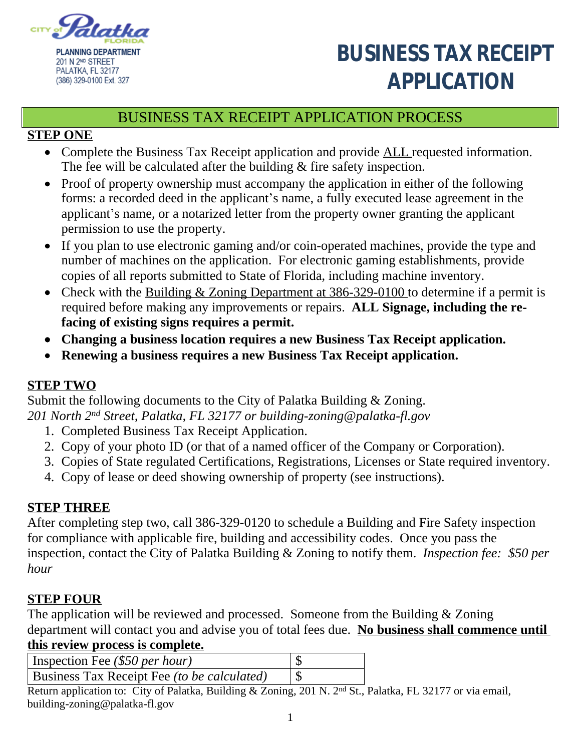CITY of Palatka FLORIDA

PLANNING DEPARTMENT
201 N 2ND STREET
PALATKA, FL 32177
(386) 329-0100 Ext. 327

# BUSINESS TAX RECEIPT APPLICATION

## BUSINESS TAX RECEIPT APPLICATION PROCESS

**STEP ONE**

- Complete the Business Tax Receipt application and provide ALL requested information. The fee will be calculated after the building & fire safety inspection.
- Proof of property ownership must accompany the application in either of the following forms: a recorded deed in the applicant's name, a fully executed lease agreement in the applicant's name, or a notarized letter from the property owner granting the applicant permission to use the property.
- If you plan to use electronic gaming and/or coin-operated machines, provide the type and number of machines on the application. For electronic gaming establishments, provide copies of all reports submitted to State of Florida, including machine inventory.
- Check with the Building & Zoning Department at 386-329-0100 to determine if a permit is required before making any improvements or repairs. **ALL Signage, including the re-facing of existing signs requires a permit.**
- **Changing a business location requires a new Business Tax Receipt application.**
- **Renewing a business requires a new Business Tax Receipt application.**

**STEP TWO**

Submit the following documents to the City of Palatka Building & Zoning.
*201 North 2nd Street, Palatka, FL 32177 or building-zoning@palatka-fl.gov*

1. Completed Business Tax Receipt Application.
2. Copy of your photo ID (or that of a named officer of the Company or Corporation).
3. Copies of State regulated Certifications, Registrations, Licenses or State required inventory.
4. Copy of lease or deed showing ownership of property (see instructions).

**STEP THREE**

After completing step two, call 386-329-0120 to schedule a Building and Fire Safety inspection for compliance with applicable fire, building and accessibility codes. Once you pass the inspection, contact the City of Palatka Building & Zoning to notify them. *Inspection fee: $50 per hour*

**STEP FOUR**

The application will be reviewed and processed. Someone from the Building & Zoning department will contact you and advise you of total fees due. **No business shall commence until this review process is complete.**

| Inspection Fee *($50 per hour)* | $ |
|---|---|
| Business Tax Receipt Fee *(to be calculated)* | $ |

Return application to: City of Palatka, Building & Zoning, 201 N. 2nd St., Palatka, FL 32177 or via email, building-zoning@palatka-fl.gov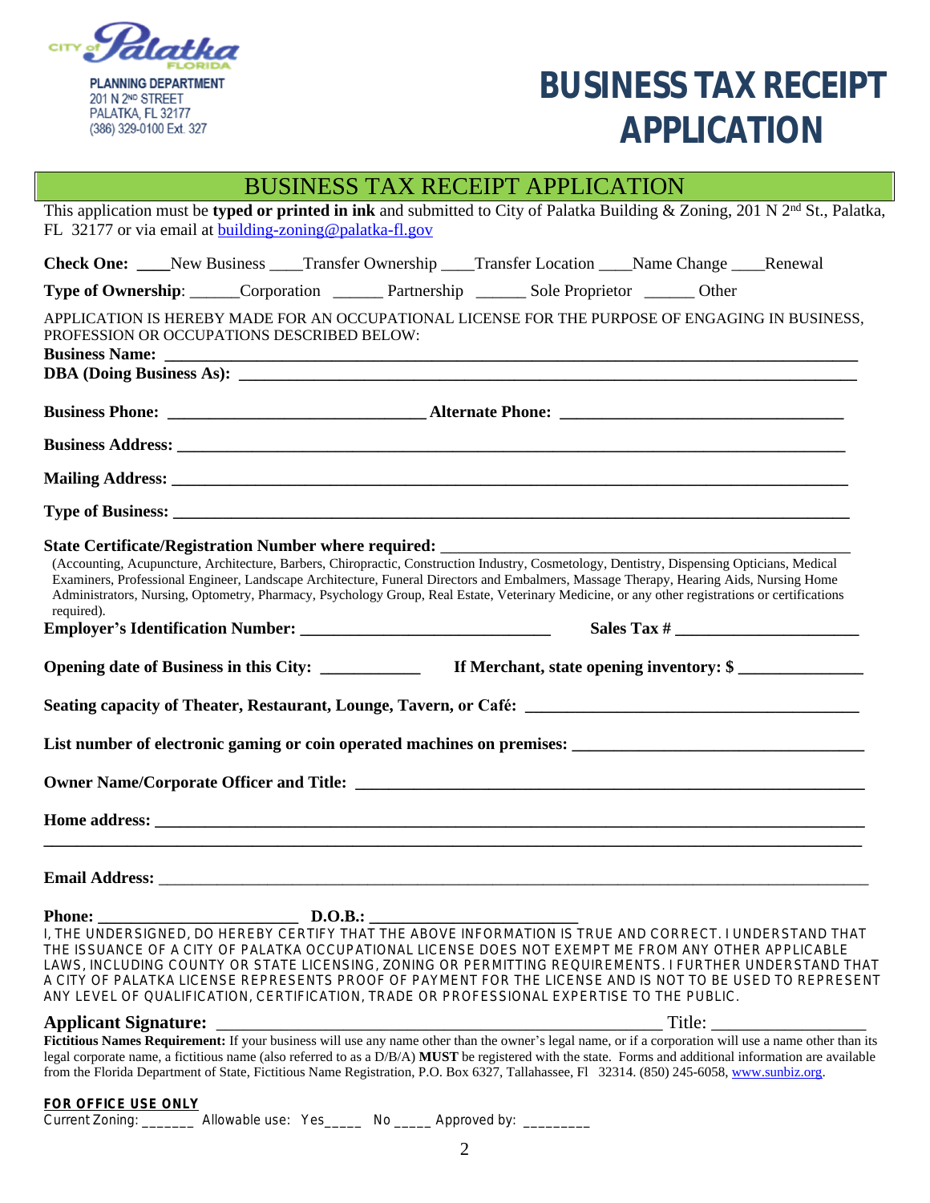CITY of Palatka FLORIDA

PLANNING DEPARTMENT
201 N 2ND STREET
PALATKA, FL 32177
(386) 329-0100 Ext. 327

# BUSINESS TAX RECEIPT APPLICATION

## BUSINESS TAX RECEIPT APPLICATION

This application must be **typed or printed in ink** and submitted to City of Palatka Building & Zoning, 201 N 2nd St., Palatka, FL 32177 or via email at building-zoning@palatka-fl.gov

**Check One:** ____New Business ____Transfer Ownership ____Transfer Location ____Name Change ____Renewal

**Type of Ownership**: ______Corporation ______ Partnership ______ Sole Proprietor ______ Other

APPLICATION IS HEREBY MADE FOR AN OCCUPATIONAL LICENSE FOR THE PURPOSE OF ENGAGING IN BUSINESS, PROFESSION OR OCCUPATIONS DESCRIBED BELOW:

**Business Name:** ______________________________________________

**DBA (Doing Business As):** ______________________________________________

**Business Phone:** ______________________________ **Alternate Phone:** ______________________________

**Business Address:** ______________________________________________

**Mailing Address:** ______________________________________________

**Type of Business:** ______________________________________________

**State Certificate/Registration Number where required:** ______________________________

(Accounting, Acupuncture, Architecture, Barbers, Chiropractic, Construction Industry, Cosmetology, Dentistry, Dispensing Opticians, Medical Examiners, Professional Engineer, Landscape Architecture, Funeral Directors and Embalmers, Massage Therapy, Hearing Aids, Nursing Home Administrators, Nursing, Optometry, Pharmacy, Psychology Group, Real Estate, Veterinary Medicine, or any other registrations or certifications required).

**Employer's Identification Number:** ______________________________ **Sales Tax #** ______________________

**Opening date of Business in this City:** ____________ **If Merchant, state opening inventory: $** _______________

**Seating capacity of Theater, Restaurant, Lounge, Tavern, or Café:** ______________________________

**List number of electronic gaming or coin operated machines on premises:** ______________________________

**Owner Name/Corporate Officer and Title:** ______________________________

**Home address:** ______________________________________________

______________________________________________

**Email Address:** ______________________________________________

**Phone:** ________________________ **D.O.B.:** ________________________

I, THE UNDERSIGNED, DO HEREBY CERTIFY THAT THE ABOVE INFORMATION IS TRUE AND CORRECT. I UNDERSTAND THAT THE ISSUANCE OF A CITY OF PALATKA OCCUPATIONAL LICENSE DOES NOT EXEMPT ME FROM ANY OTHER APPLICABLE LAWS, INCLUDING COUNTY OR STATE LICENSING, ZONING OR PERMITTING REQUIREMENTS. I FURTHER UNDERSTAND THAT A CITY OF PALATKA LICENSE REPRESENTS PROOF OF PAYMENT FOR THE LICENSE AND IS NOT TO BE USED TO REPRESENT ANY LEVEL OF QUALIFICATION, CERTIFICATION, TRADE OR PROFESSIONAL EXPERTISE TO THE PUBLIC.

**Applicant Signature:** ______________________________________________ Title: _________________

**Fictitious Names Requirement:** If your business will use any name other than the owner's legal name, or if a corporation will use a name other than its legal corporate name, a fictitious name (also referred to as a D/B/A) **MUST** be registered with the state. Forms and additional information are available from the Florida Department of State, Fictitious Name Registration, P.O. Box 6327, Tallahassee, Fl 32314. (850) 245-6058, www.sunbiz.org.

**FOR OFFICE USE ONLY**

Current Zoning: _______ Allowable use: Yes_____ No _____ Approved by: _________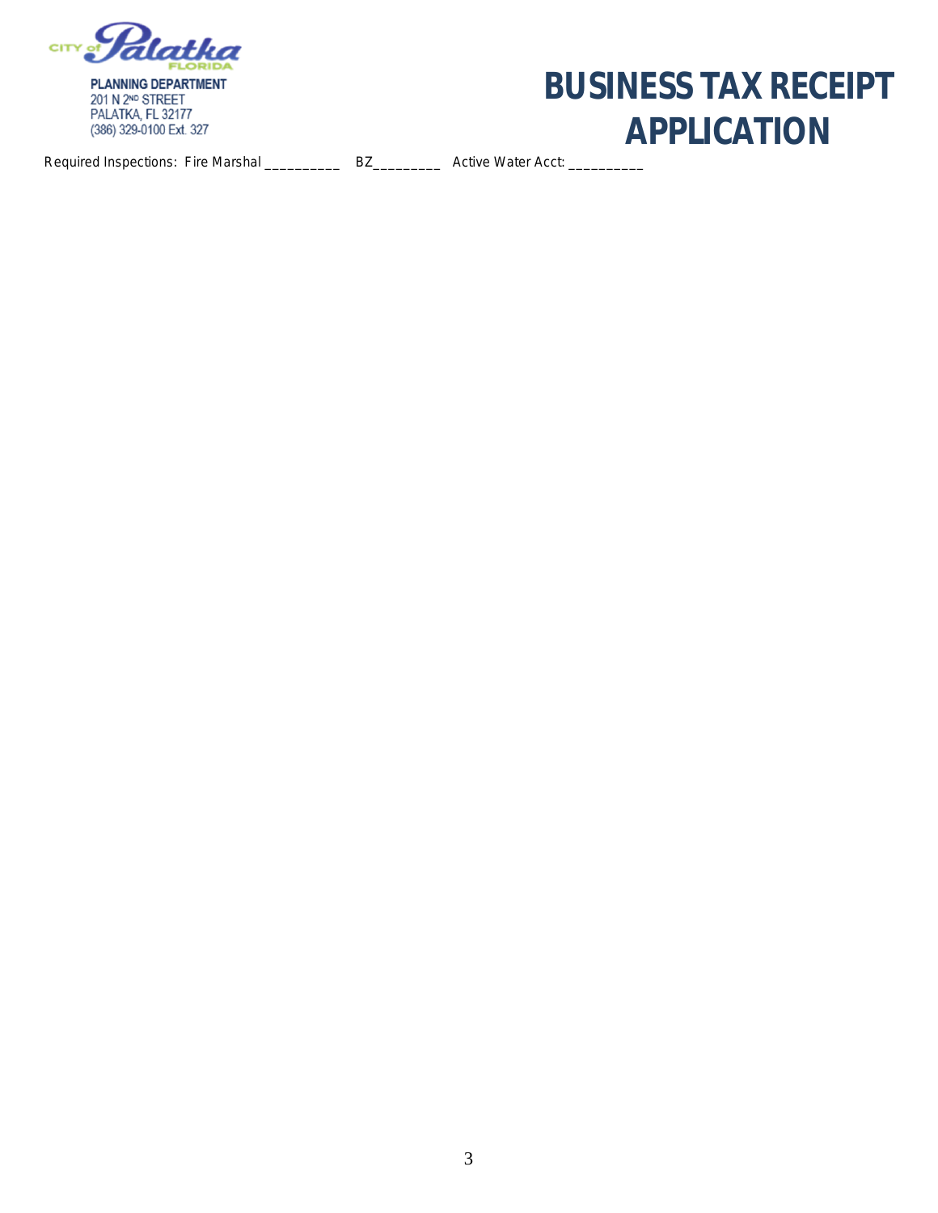CITY of Palatka FLORIDA

**PLANNING DEPARTMENT**
201 N 2ND STREET
PALATKA, FL 32177
(386) 329-0100 Ext. 327

# BUSINESS TAX RECEIPT APPLICATION

Required Inspections: Fire Marshal __________ BZ_________ Active Water Acct: __________